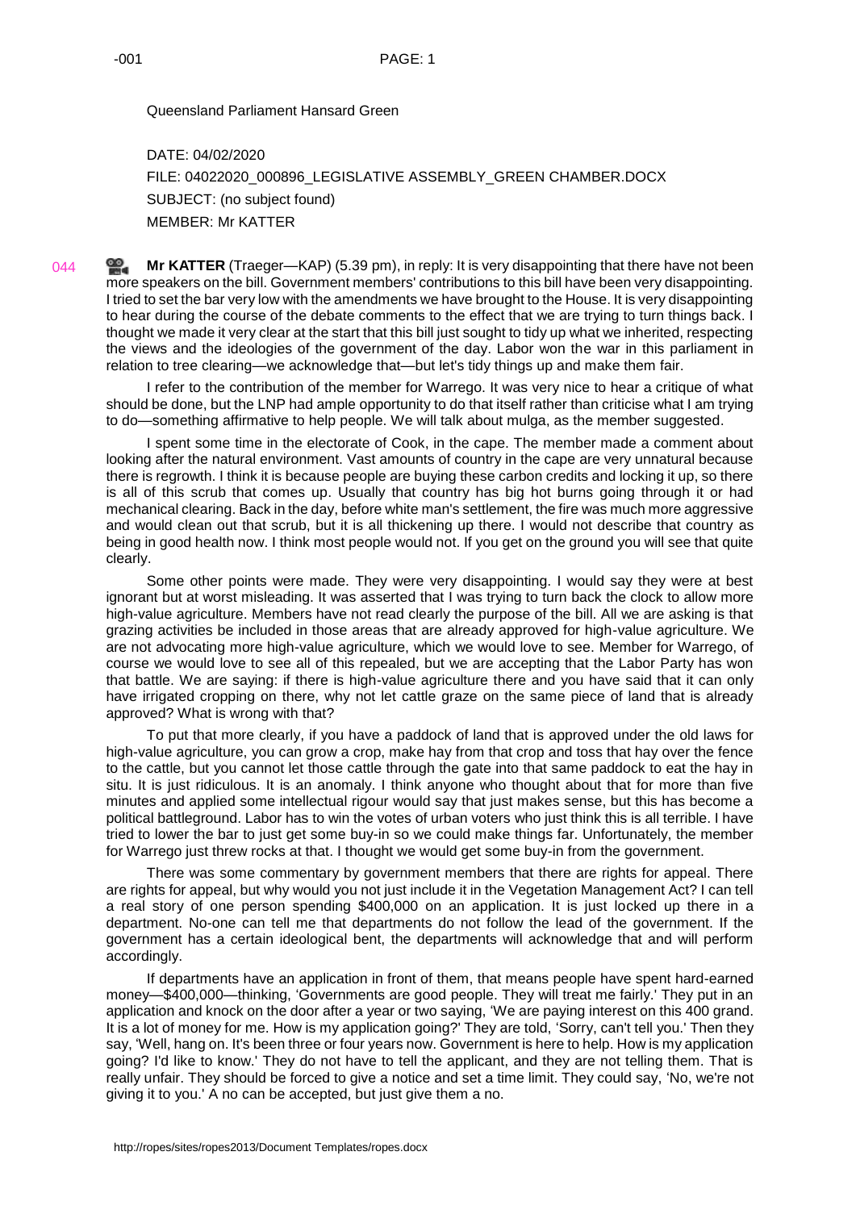Queensland Parliament Hansard Green

DATE: 04/02/2020

FILE: 04022020_000896_LEGISLATIVE ASSEMBLY_GREEN CHAMBER.DOCX

SUBJECT: (no subject found)

MEMBER: Mr KATTER

044 **Mr KATTER** (Traeger—KAP) (5.39 pm), in reply: It is very disappointing that there have not been more speakers on the bill. Government members' contributions to this bill have been very disappointing. I tried to set the bar very low with the amendments we have brought to the House. It is very disappointing to hear during the course of the debate comments to the effect that we are trying to turn things back. I thought we made it very clear at the start that this bill just sought to tidy up what we inherited, respecting the views and the ideologies of the government of the day. Labor won the war in this parliament in relation to tree clearing—we acknowledge that—but let's tidy things up and make them fair.

I refer to the contribution of the member for Warrego. It was very nice to hear a critique of what should be done, but the LNP had ample opportunity to do that itself rather than criticise what I am trying to do—something affirmative to help people. We will talk about mulga, as the member suggested.

I spent some time in the electorate of Cook, in the cape. The member made a comment about looking after the natural environment. Vast amounts of country in the cape are very unnatural because there is regrowth. I think it is because people are buying these carbon credits and locking it up, so there is all of this scrub that comes up. Usually that country has big hot burns going through it or had mechanical clearing. Back in the day, before white man's settlement, the fire was much more aggressive and would clean out that scrub, but it is all thickening up there. I would not describe that country as being in good health now. I think most people would not. If you get on the ground you will see that quite clearly.

Some other points were made. They were very disappointing. I would say they were at best ignorant but at worst misleading. It was asserted that I was trying to turn back the clock to allow more high-value agriculture. Members have not read clearly the purpose of the bill. All we are asking is that grazing activities be included in those areas that are already approved for high-value agriculture. We are not advocating more high-value agriculture, which we would love to see. Member for Warrego, of course we would love to see all of this repealed, but we are accepting that the Labor Party has won that battle. We are saying: if there is high-value agriculture there and you have said that it can only have irrigated cropping on there, why not let cattle graze on the same piece of land that is already approved? What is wrong with that?

To put that more clearly, if you have a paddock of land that is approved under the old laws for high-value agriculture, you can grow a crop, make hay from that crop and toss that hay over the fence to the cattle, but you cannot let those cattle through the gate into that same paddock to eat the hay in situ. It is just ridiculous. It is an anomaly. I think anyone who thought about that for more than five minutes and applied some intellectual rigour would say that just makes sense, but this has become a political battleground. Labor has to win the votes of urban voters who just think this is all terrible. I have tried to lower the bar to just get some buy-in so we could make things far. Unfortunately, the member for Warrego just threw rocks at that. I thought we would get some buy-in from the government.

There was some commentary by government members that there are rights for appeal. There are rights for appeal, but why would you not just include it in the Vegetation Management Act? I can tell a real story of one person spending $400,000 on an application. It is just locked up there in a department. No-one can tell me that departments do not follow the lead of the government. If the government has a certain ideological bent, the departments will acknowledge that and will perform accordingly.

If departments have an application in front of them, that means people have spent hard-earned money—$400,000—thinking, 'Governments are good people. They will treat me fairly.' They put in an application and knock on the door after a year or two saying, 'We are paying interest on this 400 grand. It is a lot of money for me. How is my application going?' They are told, 'Sorry, can't tell you.' Then they say, 'Well, hang on. It's been three or four years now. Government is here to help. How is my application going? I'd like to know.' They do not have to tell the applicant, and they are not telling them. That is really unfair. They should be forced to give a notice and set a time limit. They could say, 'No, we're not giving it to you.' A no can be accepted, but just give them a no.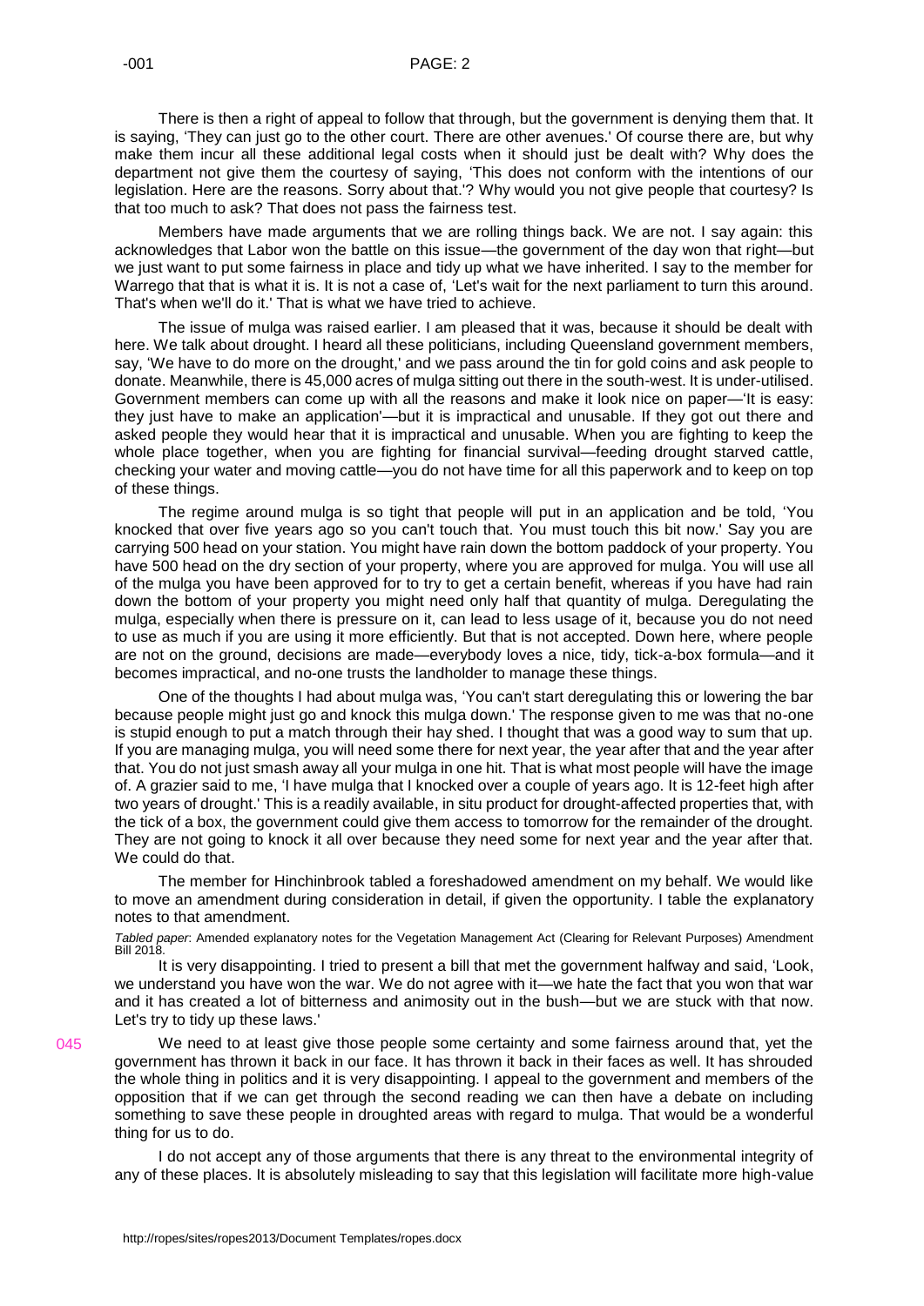There is then a right of appeal to follow that through, but the government is denying them that. It is saying, 'They can just go to the other court. There are other avenues.' Of course there are, but why make them incur all these additional legal costs when it should just be dealt with? Why does the department not give them the courtesy of saying, 'This does not conform with the intentions of our legislation. Here are the reasons. Sorry about that.'? Why would you not give people that courtesy? Is that too much to ask? That does not pass the fairness test.

Members have made arguments that we are rolling things back. We are not. I say again: this acknowledges that Labor won the battle on this issue—the government of the day won that right—but we just want to put some fairness in place and tidy up what we have inherited. I say to the member for Warrego that that is what it is. It is not a case of, 'Let's wait for the next parliament to turn this around. That's when we'll do it.' That is what we have tried to achieve.

The issue of mulga was raised earlier. I am pleased that it was, because it should be dealt with here. We talk about drought. I heard all these politicians, including Queensland government members, say, 'We have to do more on the drought,' and we pass around the tin for gold coins and ask people to donate. Meanwhile, there is 45,000 acres of mulga sitting out there in the south-west. It is under-utilised. Government members can come up with all the reasons and make it look nice on paper—'It is easy: they just have to make an application'—but it is impractical and unusable. If they got out there and asked people they would hear that it is impractical and unusable. When you are fighting to keep the whole place together, when you are fighting for financial survival—feeding drought starved cattle, checking your water and moving cattle—you do not have time for all this paperwork and to keep on top of these things.

The regime around mulga is so tight that people will put in an application and be told, 'You knocked that over five years ago so you can't touch that. You must touch this bit now.' Say you are carrying 500 head on your station. You might have rain down the bottom paddock of your property. You have 500 head on the dry section of your property, where you are approved for mulga. You will use all of the mulga you have been approved for to try to get a certain benefit, whereas if you have had rain down the bottom of your property you might need only half that quantity of mulga. Deregulating the mulga, especially when there is pressure on it, can lead to less usage of it, because you do not need to use as much if you are using it more efficiently. But that is not accepted. Down here, where people are not on the ground, decisions are made—everybody loves a nice, tidy, tick-a-box formula—and it becomes impractical, and no-one trusts the landholder to manage these things.

One of the thoughts I had about mulga was, 'You can't start deregulating this or lowering the bar because people might just go and knock this mulga down.' The response given to me was that no-one is stupid enough to put a match through their hay shed. I thought that was a good way to sum that up. If you are managing mulga, you will need some there for next year, the year after that and the year after that. You do not just smash away all your mulga in one hit. That is what most people will have the image of. A grazier said to me, 'I have mulga that I knocked over a couple of years ago. It is 12-feet high after two years of drought.' This is a readily available, in situ product for drought-affected properties that, with the tick of a box, the government could give them access to tomorrow for the remainder of the drought. They are not going to knock it all over because they need some for next year and the year after that. We could do that.

The member for Hinchinbrook tabled a foreshadowed amendment on my behalf. We would like to move an amendment during consideration in detail, if given the opportunity. I table the explanatory notes to that amendment.

*Tabled paper*: Amended explanatory notes for the Vegetation Management Act (Clearing for Relevant Purposes) Amendment Bill 2018.

It is very disappointing. I tried to present a bill that met the government halfway and said, 'Look, we understand you have won the war. We do not agree with it—we hate the fact that you won that war and it has created a lot of bitterness and animosity out in the bush—but we are stuck with that now. Let's try to tidy up these laws.'

We need to at least give those people some certainty and some fairness around that, yet the government has thrown it back in our face. It has thrown it back in their faces as well. It has shrouded the whole thing in politics and it is very disappointing. I appeal to the government and members of the opposition that if we can get through the second reading we can then have a debate on including something to save these people in droughted areas with regard to mulga. That would be a wonderful thing for us to do.

I do not accept any of those arguments that there is any threat to the environmental integrity of any of these places. It is absolutely misleading to say that this legislation will facilitate more high-value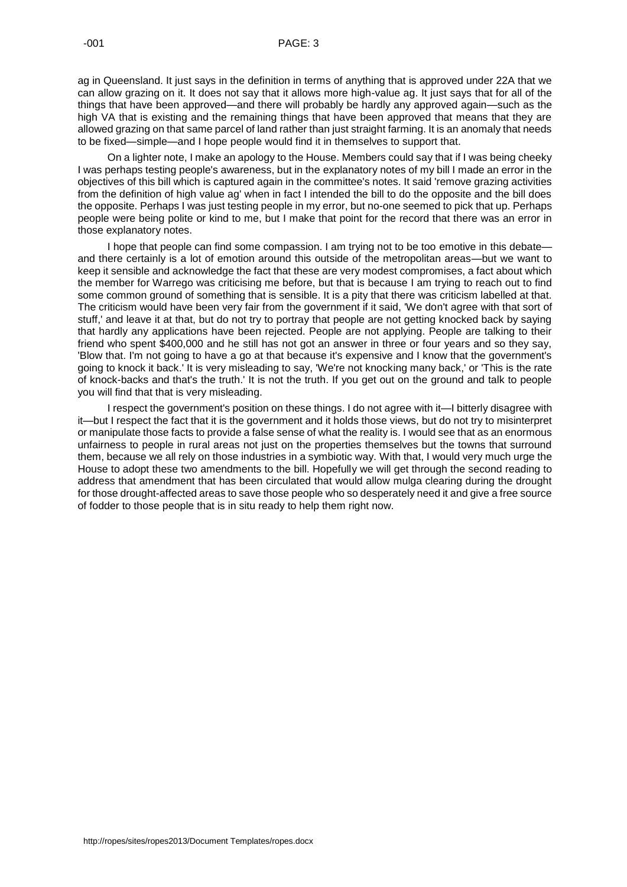ag in Queensland. It just says in the definition in terms of anything that is approved under 22A that we can allow grazing on it. It does not say that it allows more high-value ag. It just says that for all of the things that have been approved—and there will probably be hardly any approved again—such as the high VA that is existing and the remaining things that have been approved that means that they are allowed grazing on that same parcel of land rather than just straight farming. It is an anomaly that needs to be fixed—simple—and I hope people would find it in themselves to support that.

On a lighter note, I make an apology to the House. Members could say that if I was being cheeky I was perhaps testing people's awareness, but in the explanatory notes of my bill I made an error in the objectives of this bill which is captured again in the committee's notes. It said 'remove grazing activities from the definition of high value ag' when in fact I intended the bill to do the opposite and the bill does the opposite. Perhaps I was just testing people in my error, but no-one seemed to pick that up. Perhaps people were being polite or kind to me, but I make that point for the record that there was an error in those explanatory notes.

I hope that people can find some compassion. I am trying not to be too emotive in this debate—and there certainly is a lot of emotion around this outside of the metropolitan areas—but we want to keep it sensible and acknowledge the fact that these are very modest compromises, a fact about which the member for Warrego was criticising me before, but that is because I am trying to reach out to find some common ground of something that is sensible. It is a pity that there was criticism labelled at that. The criticism would have been very fair from the government if it said, 'We don't agree with that sort of stuff,' and leave it at that, but do not try to portray that people are not getting knocked back by saying that hardly any applications have been rejected. People are not applying. People are talking to their friend who spent $400,000 and he still has not got an answer in three or four years and so they say, 'Blow that. I'm not going to have a go at that because it's expensive and I know that the government's going to knock it back.' It is very misleading to say, 'We're not knocking many back,' or 'This is the rate of knock-backs and that's the truth.' It is not the truth. If you get out on the ground and talk to people you will find that that is very misleading.

I respect the government's position on these things. I do not agree with it—I bitterly disagree with it—but I respect the fact that it is the government and it holds those views, but do not try to misinterpret or manipulate those facts to provide a false sense of what the reality is. I would see that as an enormous unfairness to people in rural areas not just on the properties themselves but the towns that surround them, because we all rely on those industries in a symbiotic way. With that, I would very much urge the House to adopt these two amendments to the bill. Hopefully we will get through the second reading to address that amendment that has been circulated that would allow mulga clearing during the drought for those drought-affected areas to save those people who so desperately need it and give a free source of fodder to those people that is in situ ready to help them right now.